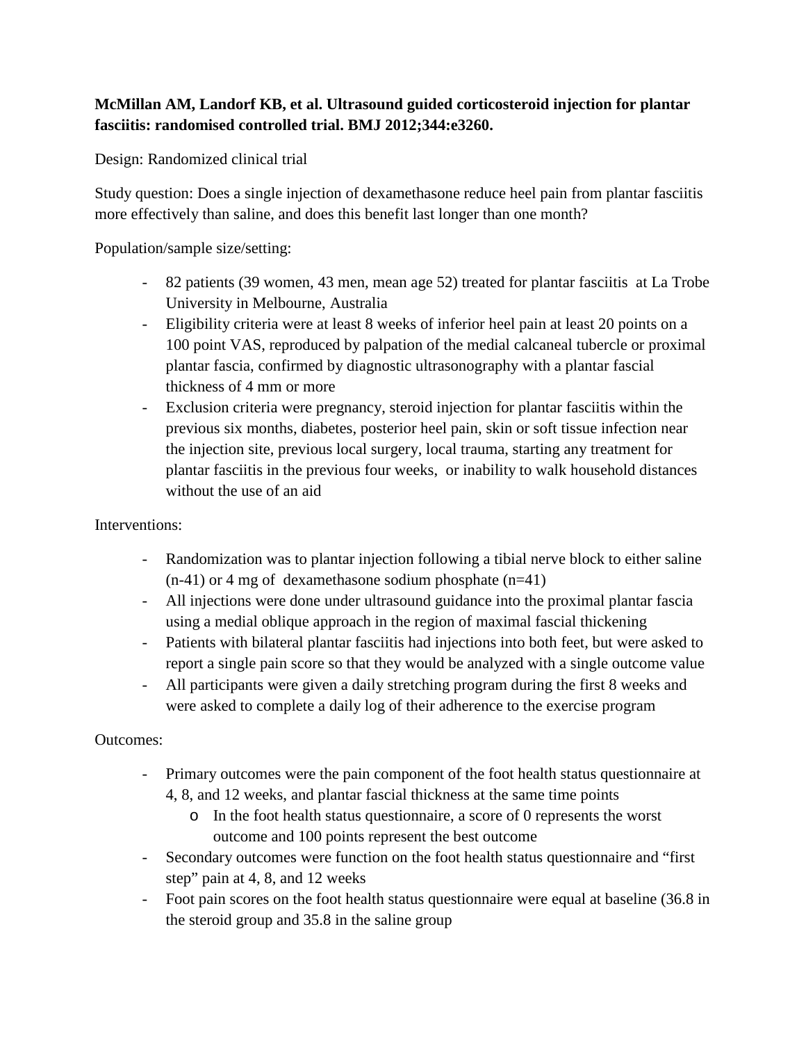**McMillan AM, Landorf KB, et al. Ultrasound guided corticosteroid injection for plantar fasciitis: randomised controlled trial. BMJ 2012;344:e3260.**

Design: Randomized clinical trial

Study question: Does a single injection of dexamethasone reduce heel pain from plantar fasciitis more effectively than saline, and does this benefit last longer than one month?

Population/sample size/setting:

- 82 patients (39 women, 43 men, mean age 52) treated for plantar fasciitis at La Trobe University in Melbourne, Australia
- Eligibility criteria were at least 8 weeks of inferior heel pain at least 20 points on a 100 point VAS, reproduced by palpation of the medial calcaneal tubercle or proximal plantar fascia, confirmed by diagnostic ultrasonography with a plantar fascial thickness of 4 mm or more
- Exclusion criteria were pregnancy, steroid injection for plantar fasciitis within the previous six months, diabetes, posterior heel pain, skin or soft tissue infection near the injection site, previous local surgery, local trauma, starting any treatment for plantar fasciitis in the previous four weeks, or inability to walk household distances without the use of an aid

Interventions:

- Randomization was to plantar injection following a tibial nerve block to either saline (n-41) or 4 mg of dexamethasone sodium phosphate (n=41)
- All injections were done under ultrasound guidance into the proximal plantar fascia using a medial oblique approach in the region of maximal fascial thickening
- Patients with bilateral plantar fasciitis had injections into both feet, but were asked to report a single pain score so that they would be analyzed with a single outcome value
- All participants were given a daily stretching program during the first 8 weeks and were asked to complete a daily log of their adherence to the exercise program

Outcomes:

- Primary outcomes were the pain component of the foot health status questionnaire at 4, 8, and 12 weeks, and plantar fascial thickness at the same time points
    - In the foot health status questionnaire, a score of 0 represents the worst outcome and 100 points represent the best outcome
- Secondary outcomes were function on the foot health status questionnaire and "first step" pain at 4, 8, and 12 weeks
- Foot pain scores on the foot health status questionnaire were equal at baseline (36.8 in the steroid group and 35.8 in the saline group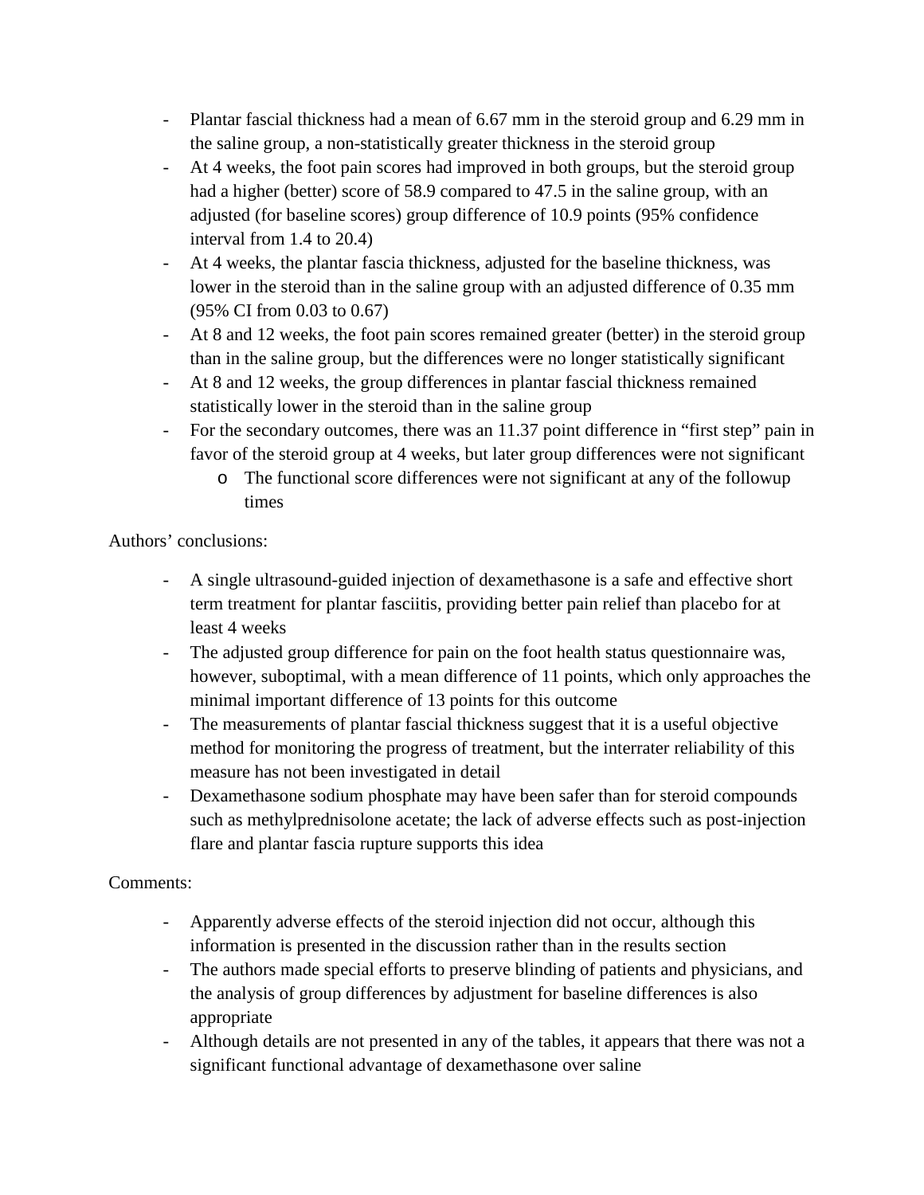- Plantar fascial thickness had a mean of 6.67 mm in the steroid group and 6.29 mm in the saline group, a non-statistically greater thickness in the steroid group
- At 4 weeks, the foot pain scores had improved in both groups, but the steroid group had a higher (better) score of 58.9 compared to 47.5 in the saline group, with an adjusted (for baseline scores) group difference of 10.9 points (95% confidence interval from 1.4 to 20.4)
- At 4 weeks, the plantar fascia thickness, adjusted for the baseline thickness, was lower in the steroid than in the saline group with an adjusted difference of 0.35 mm (95% CI from 0.03 to 0.67)
- At 8 and 12 weeks, the foot pain scores remained greater (better) in the steroid group than in the saline group, but the differences were no longer statistically significant
- At 8 and 12 weeks, the group differences in plantar fascial thickness remained statistically lower in the steroid than in the saline group
- For the secondary outcomes, there was an 11.37 point difference in "first step" pain in favor of the steroid group at 4 weeks, but later group differences were not significant
    - The functional score differences were not significant at any of the followup times

Authors' conclusions:

- A single ultrasound-guided injection of dexamethasone is a safe and effective short term treatment for plantar fasciitis, providing better pain relief than placebo for at least 4 weeks
- The adjusted group difference for pain on the foot health status questionnaire was, however, suboptimal, with a mean difference of 11 points, which only approaches the minimal important difference of 13 points for this outcome
- The measurements of plantar fascial thickness suggest that it is a useful objective method for monitoring the progress of treatment, but the interrater reliability of this measure has not been investigated in detail
- Dexamethasone sodium phosphate may have been safer than for steroid compounds such as methylprednisolone acetate; the lack of adverse effects such as post-injection flare and plantar fascia rupture supports this idea

Comments:

- Apparently adverse effects of the steroid injection did not occur, although this information is presented in the discussion rather than in the results section
- The authors made special efforts to preserve blinding of patients and physicians, and the analysis of group differences by adjustment for baseline differences is also appropriate
- Although details are not presented in any of the tables, it appears that there was not a significant functional advantage of dexamethasone over saline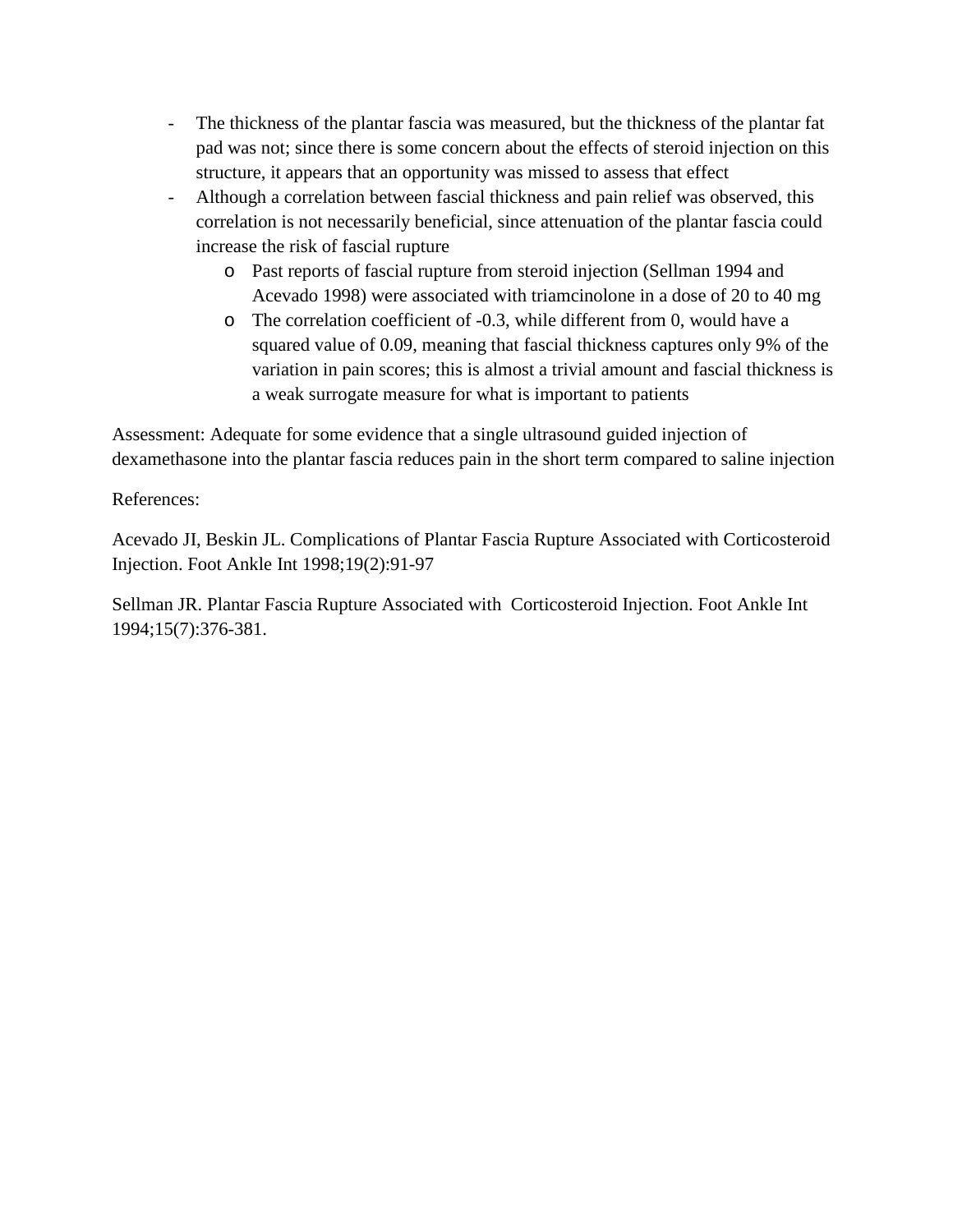- The thickness of the plantar fascia was measured, but the thickness of the plantar fat pad was not; since there is some concern about the effects of steroid injection on this structure, it appears that an opportunity was missed to assess that effect
- Although a correlation between fascial thickness and pain relief was observed, this correlation is not necessarily beneficial, since attenuation of the plantar fascia could increase the risk of fascial rupture
    - Past reports of fascial rupture from steroid injection (Sellman 1994 and Acevado 1998) were associated with triamcinolone in a dose of 20 to 40 mg
    - The correlation coefficient of -0.3, while different from 0, would have a squared value of 0.09, meaning that fascial thickness captures only 9% of the variation in pain scores; this is almost a trivial amount and fascial thickness is a weak surrogate measure for what is important to patients

Assessment: Adequate for some evidence that a single ultrasound guided injection of dexamethasone into the plantar fascia reduces pain in the short term compared to saline injection

References:

Acevado JI, Beskin JL. Complications of Plantar Fascia Rupture Associated with Corticosteroid Injection. Foot Ankle Int 1998;19(2):91-97

Sellman JR. Plantar Fascia Rupture Associated with Corticosteroid Injection. Foot Ankle Int 1994;15(7):376-381.